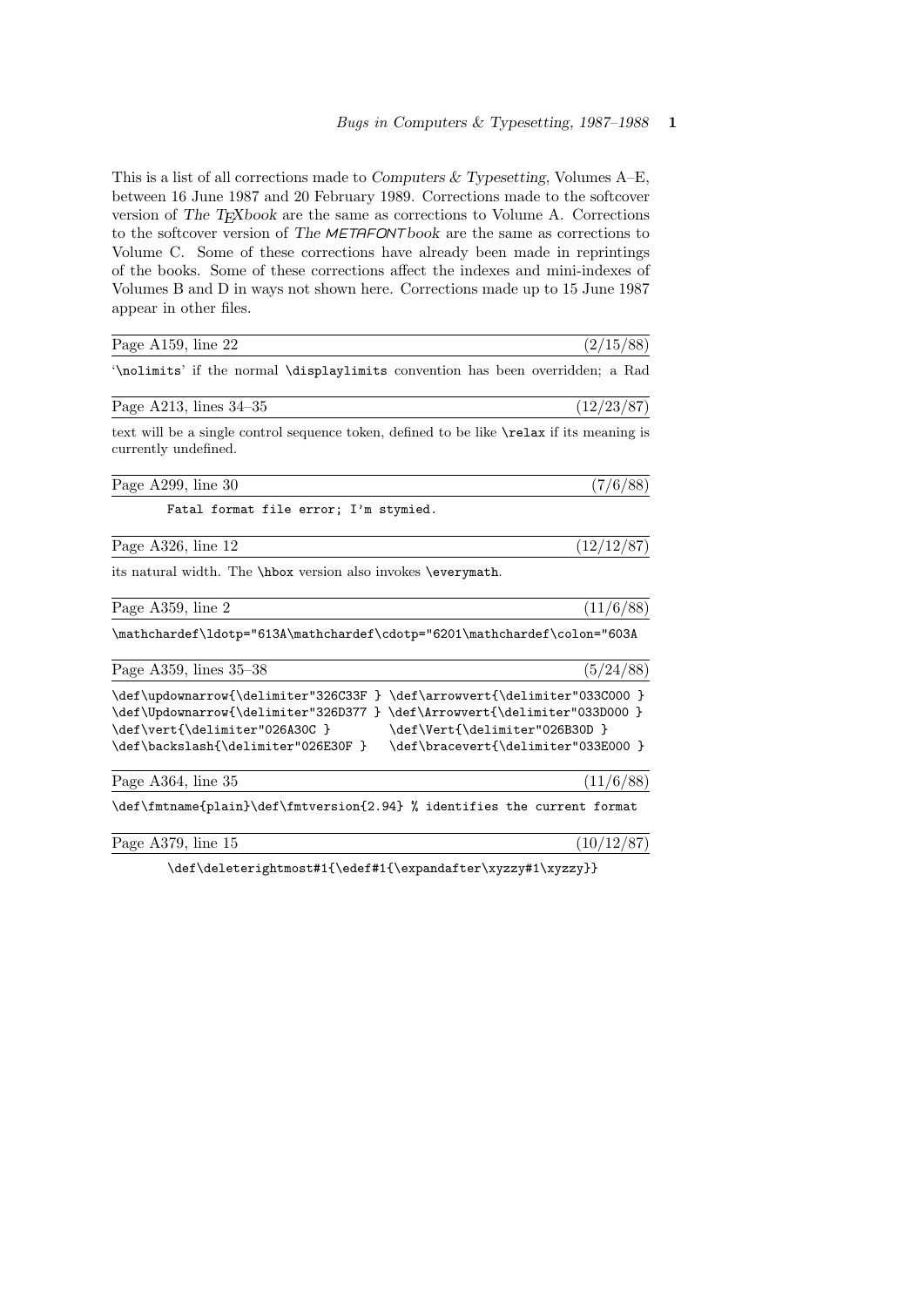This is a list of all corrections made to *Computers & Typesetting*, Volumes A–E, between 16 June 1987 and 20 February 1989. Corrections made to the softcover version of *The TEXbook* are the same as corrections to Volume A. Corrections to the softcover version of *The METAFONTbook* are the same as corrections to Volume C. Some of these corrections have already been made in reprintings of the books. Some of these corrections affect the indexes and mini-indexes of Volumes B and D in ways not shown here. Corrections made up to 15 June 1987 appear in other files.

---

Page A159, line 22 (2/15/88)

'`\nolimits`' if the normal `\displaylimits` convention has been overridden; a Rad

---

Page A213, lines 34–35 (12/23/87)

text will be a single control sequence token, defined to be like `\relax` if its meaning is currently undefined.

---

Page A299, line 30 (7/6/88)

```
Fatal format file error; I'm stymied.
```

---

Page A326, line 12 (12/12/87)

its natural width. The `\hbox` version also invokes `\everymath`.

---

Page A359, line 2 (11/6/88)

```
\mathchardef\ldotp="613A\mathchardef\cdotp="6201\mathchardef\colon="603A
```

---

Page A359, lines 35–38 (5/24/88)

```
\def\updownarrow{\delimiter"326C33F } \def\arrowvert{\delimiter"033C000 }
\def\Updownarrow{\delimiter"326D377 } \def\Arrowvert{\delimiter"033D000 }
\def\vert{\delimiter"026A30C }        \def\Vert{\delimiter"026B30D }
\def\backslash{\delimiter"026E30F }   \def\bracevert{\delimiter"033E000 }
```

---

Page A364, line 35 (11/6/88)

```
\def\fmtname{plain}\def\fmtversion{2.94} % identifies the current format
```

---

Page A379, line 15 (10/12/87)

```
\def\deleterightmost#1{\edef#1{\expandafter\xyzzy#1\xyzzy}}
```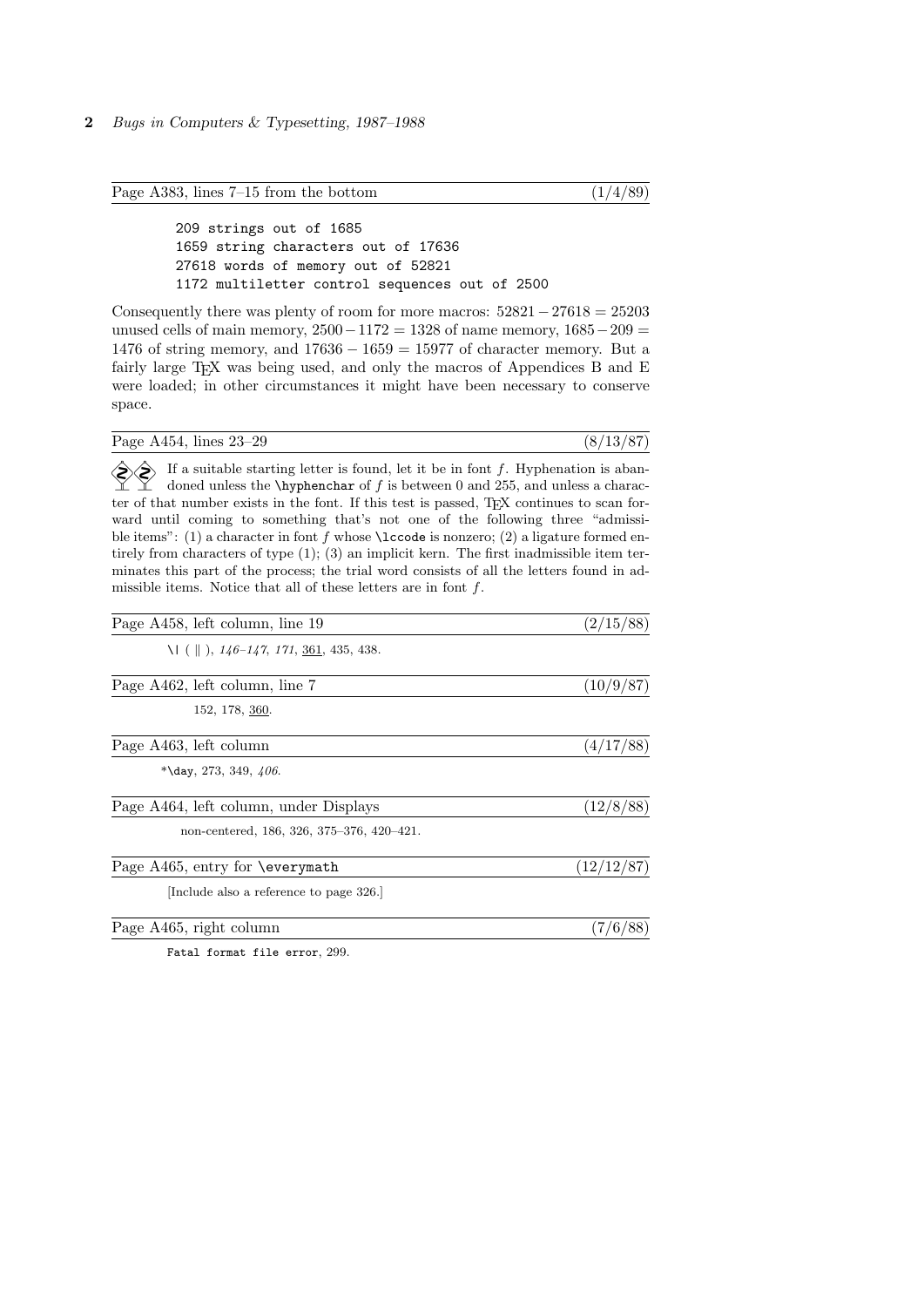Page A383, lines 7–15 from the bottom (1/4/89)

```
209 strings out of 1685
1659 string characters out of 17636
27618 words of memory out of 52821
1172 multiletter control sequences out of 2500
```

Consequently there was plenty of room for more macros: $52821 - 27618 = 25203$ unused cells of main memory, $2500 - 1172 = 1328$ of name memory, $1685 - 209 = 1476$ of string memory, and $17636 - 1659 = 15977$ of character memory. But a fairly large TeX was being used, and only the macros of Appendices B and E were loaded; in other circumstances it might have been necessary to conserve space.

Page A454, lines 23–29 (8/13/87)

If a suitable starting letter is found, let it be in font $f$. Hyphenation is abandoned unless the `\hyphenchar` of $f$ is between 0 and 255, and unless a character of that number exists in the font. If this test is passed, TeX continues to scan forward until coming to something that's not one of the following three "admissible items": (1) a character in font $f$ whose `\lccode` is nonzero; (2) a ligature formed entirely from characters of type (1); (3) an implicit kern. The first inadmissible item terminates this part of the process; the trial word consists of all the letters found in admissible items. Notice that all of these letters are in font $f$.

Page A458, left column, line 19 (2/15/88)

`\|` ( ‖ ), *146–147*, *171*, <u>361</u>, 435, 438.

Page A462, left column, line 7 (10/9/87)

152, 178, <u>360</u>.

Page A463, left column (4/17/88)

*`\day`, 273, 349, *406*.

Page A464, left column, under Displays (12/8/88)

non-centered, 186, 326, 375–376, 420–421.

Page A465, entry for `\everymath` (12/12/87)

[Include also a reference to page 326.]

Page A465, right column (7/6/88)

`Fatal format file error`, 299.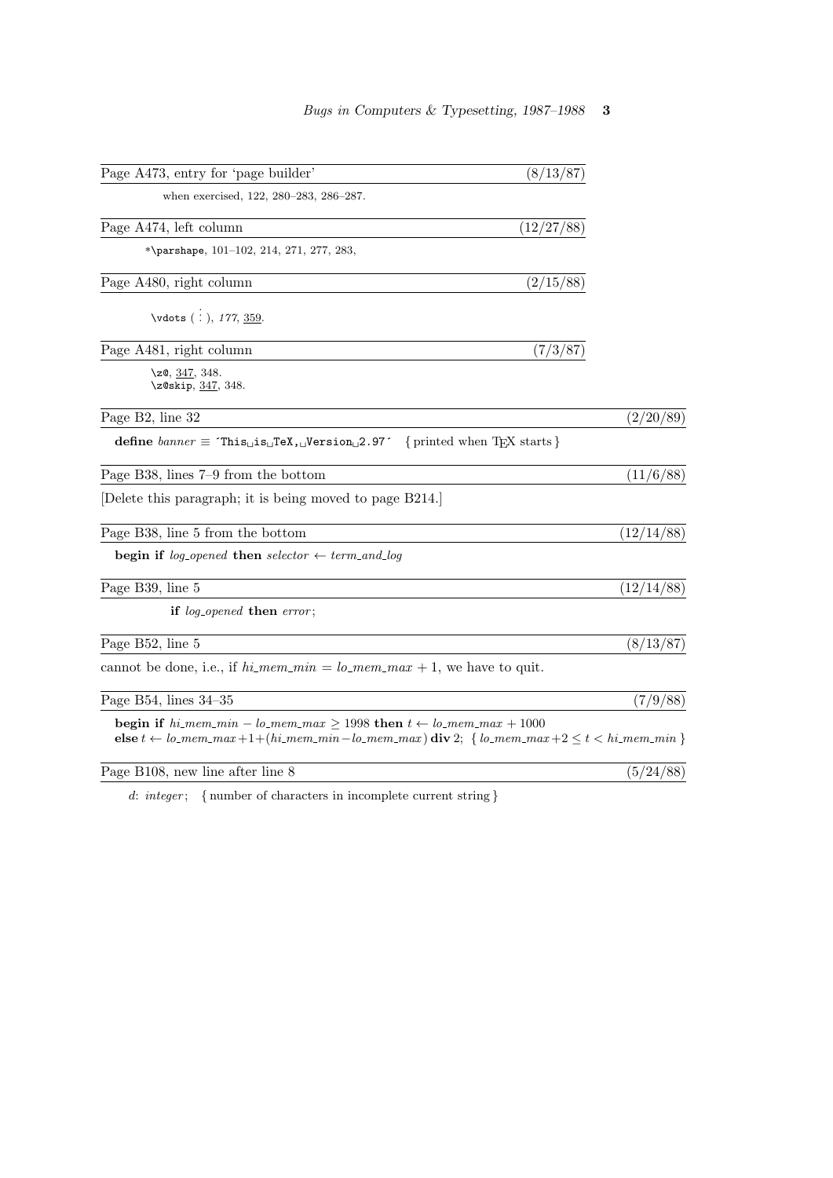Page A473, entry for 'page builder' (8/13/87)

when exercised, 122, 280–283, 286–287.

Page A474, left column (12/27/88)

*\parshape, 101–102, 214, 271, 277, 283,

Page A480, right column (2/15/88)

\vdots ( $\vdots$ ), *177*, 359.

Page A481, right column (7/3/87)

\z@, 347, 348.
\z@skip, 347, 348.

Page B2, line 32 (2/20/89)

**define** *banner* ≡ 'This␣is␣TeX,␣Version␣2.97' { printed when TeX starts }

Page B38, lines 7–9 from the bottom (11/6/88)

[Delete this paragraph; it is being moved to page B214.]

Page B38, line 5 from the bottom (12/14/88)

**begin if** *log_opened* **then** *selector* ← *term_and_log*

Page B39, line 5 (12/14/88)

**if** *log_opened* **then** *error*;

Page B52, line 5 (8/13/87)

cannot be done, i.e., if $hi\_mem\_min = lo\_mem\_max + 1$, we have to quit.

Page B54, lines 34–35 (7/9/88)

**begin if** $hi\_mem\_min - lo\_mem\_max \ge 1998$ **then** $t \leftarrow lo\_mem\_max + 1000$
**else** $t \leftarrow lo\_mem\_max + 1 + (hi\_mem\_min - lo\_mem\_max)$ **div** 2; { $lo\_mem\_max + 2 \le t < hi\_mem\_min$ }

Page B108, new line after line 8 (5/24/88)

*d*: *integer*; { number of characters in incomplete current string }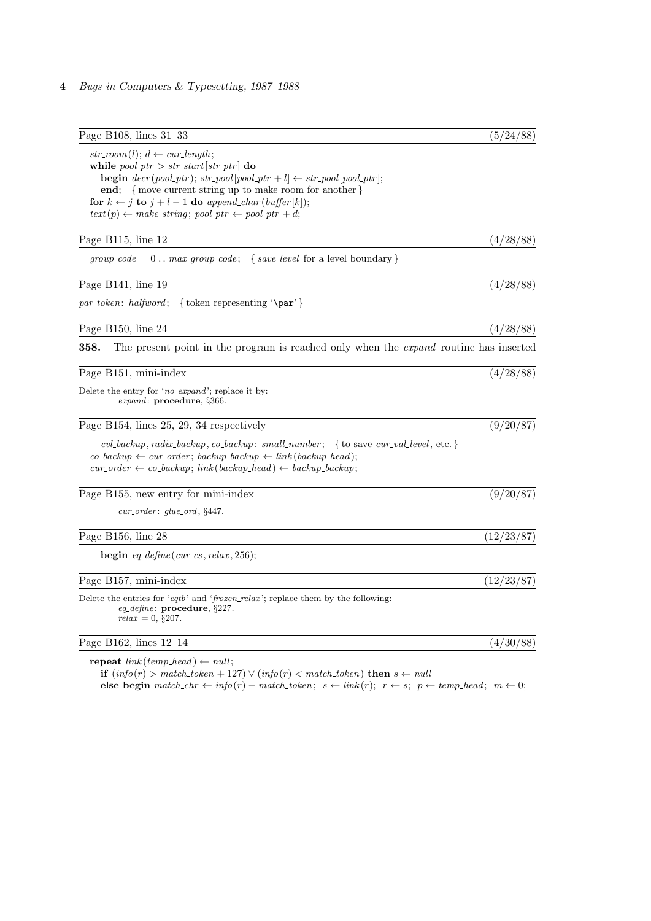Page B108, lines 31–33 (5/24/88)

$str\_room(l)$; $d \leftarrow cur\_length$;
**while** $pool\_ptr > str\_start[str\_ptr]$ **do**
**begin** $decr(pool\_ptr)$; $str\_pool[pool\_ptr + l] \leftarrow str\_pool[pool\_ptr]$;
**end**; { move current string up to make room for another }
**for** $k \leftarrow j$ **to** $j + l - 1$ **do** $append\_char(buffer[k])$;
$text(p) \leftarrow make\_string$; $pool\_ptr \leftarrow pool\_ptr + d$;

Page B115, line 12 (4/28/88)

$group\_code = 0 \,.\,.\, max\_group\_code$; { *save_level* for a level boundary }

Page B141, line 19 (4/28/88)

*par_token*: *halfword*; { token representing '\par' }

Page B150, line 24 (4/28/88)

**358.** The present point in the program is reached only when the *expand* routine has inserted

Page B151, mini-index (4/28/88)

Delete the entry for '*no_expand*'; replace it by:
*expand*: **procedure**, §366.

Page B154, lines 25, 29, 34 respectively (9/20/87)

*cvl_backup*, *radix_backup*, *co_backup*: *small_number*; { to save *cur_val_level*, etc. }
$co\_backup \leftarrow cur\_order$; $backup\_backup \leftarrow link(backup\_head)$;
$cur\_order \leftarrow co\_backup$; $link(backup\_head) \leftarrow backup\_backup$;

Page B155, new entry for mini-index (9/20/87)

*cur_order*: *glue_ord*, §447.

Page B156, line 28 (12/23/87)

**begin** $eq\_define(cur\_cs, relax, 256)$;

Page B157, mini-index (12/23/87)

Delete the entries for '*eqtb*' and '*frozen_relax*'; replace them by the following:
*eq_define*: **procedure**, §227.
$relax = 0$, §207.

Page B162, lines 12–14 (4/30/88)

**repeat** $link(temp\_head) \leftarrow null$;
**if** $(info(r) > match\_token + 127) \lor (info(r) < match\_token)$ **then** $s \leftarrow null$
**else begin** $match\_chr \leftarrow info(r) - match\_token$; $s \leftarrow link(r)$; $r \leftarrow s$; $p \leftarrow temp\_head$; $m \leftarrow 0$;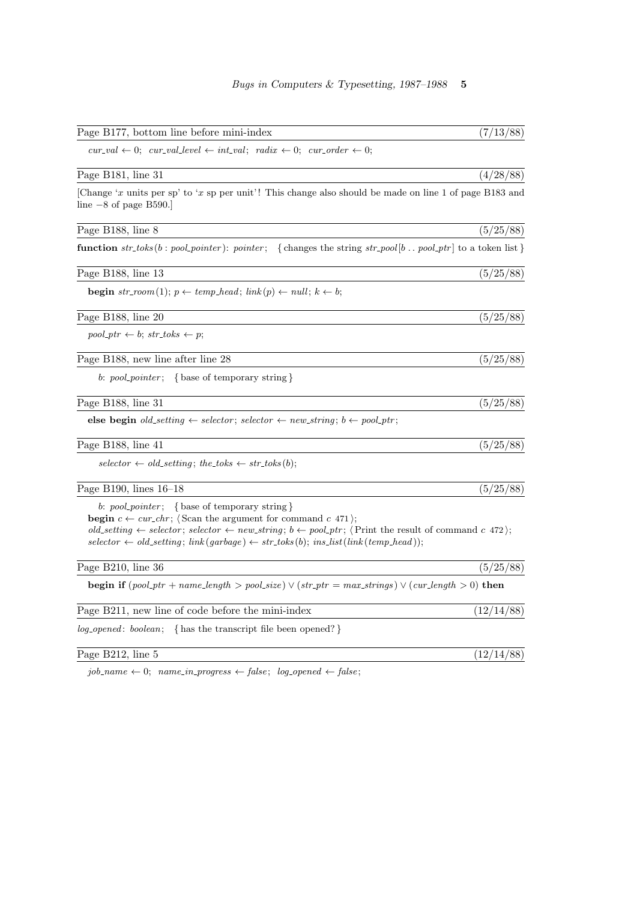Page B177, bottom line before mini-index (7/13/88)

$cur\_val \leftarrow 0$; $cur\_val\_level \leftarrow int\_val$; $radix \leftarrow 0$; $cur\_order \leftarrow 0$;

Page B181, line 31 (4/28/88)

[Change '$x$ units per sp' to '$x$ sp per unit'! This change also should be made on line 1 of page B183 and line −8 of page B590.]

Page B188, line 8 (5/25/88)

**function** *str_toks*(*b* : *pool_pointer*): *pointer*; { changes the string *str_pool*[*b* .. *pool_ptr*] to a token list }

Page B188, line 13 (5/25/88)

**begin** *str_room*(1); $p \leftarrow temp\_head$; $link(p) \leftarrow null$; $k \leftarrow b$;

Page B188, line 20 (5/25/88)

$pool\_ptr \leftarrow b$; $str\_toks \leftarrow p$;

Page B188, new line after line 28 (5/25/88)

*b*: *pool_pointer*; { base of temporary string }

Page B188, line 31 (5/25/88)

**else begin** $old\_setting \leftarrow selector$; $selector \leftarrow new\_string$; $b \leftarrow pool\_ptr$;

Page B188, line 41 (5/25/88)

$selector \leftarrow old\_setting$; $the\_toks \leftarrow str\_toks(b)$;

Page B190, lines 16–18 (5/25/88)

*b*: *pool_pointer*; { base of temporary string }
**begin** $c \leftarrow cur\_chr$; ⟨Scan the argument for command *c* 471⟩;
$old\_setting \leftarrow selector$; $selector \leftarrow new\_string$; $b \leftarrow pool\_ptr$; ⟨Print the result of command *c* 472⟩;
$selector \leftarrow old\_setting$; $link(garbage) \leftarrow str\_toks(b)$; *ins_list*(*link*(*temp_head*));

Page B210, line 36 (5/25/88)

**begin if** $(pool\_ptr + name\_length > pool\_size) \lor (str\_ptr = max\_strings) \lor (cur\_length > 0)$ **then**

Page B211, new line of code before the mini-index (12/14/88)

*log_opened*: *boolean*; { has the transcript file been opened? }

Page B212, line 5 (12/14/88)

$job\_name \leftarrow 0$; $name\_in\_progress \leftarrow false$; $log\_opened \leftarrow false$;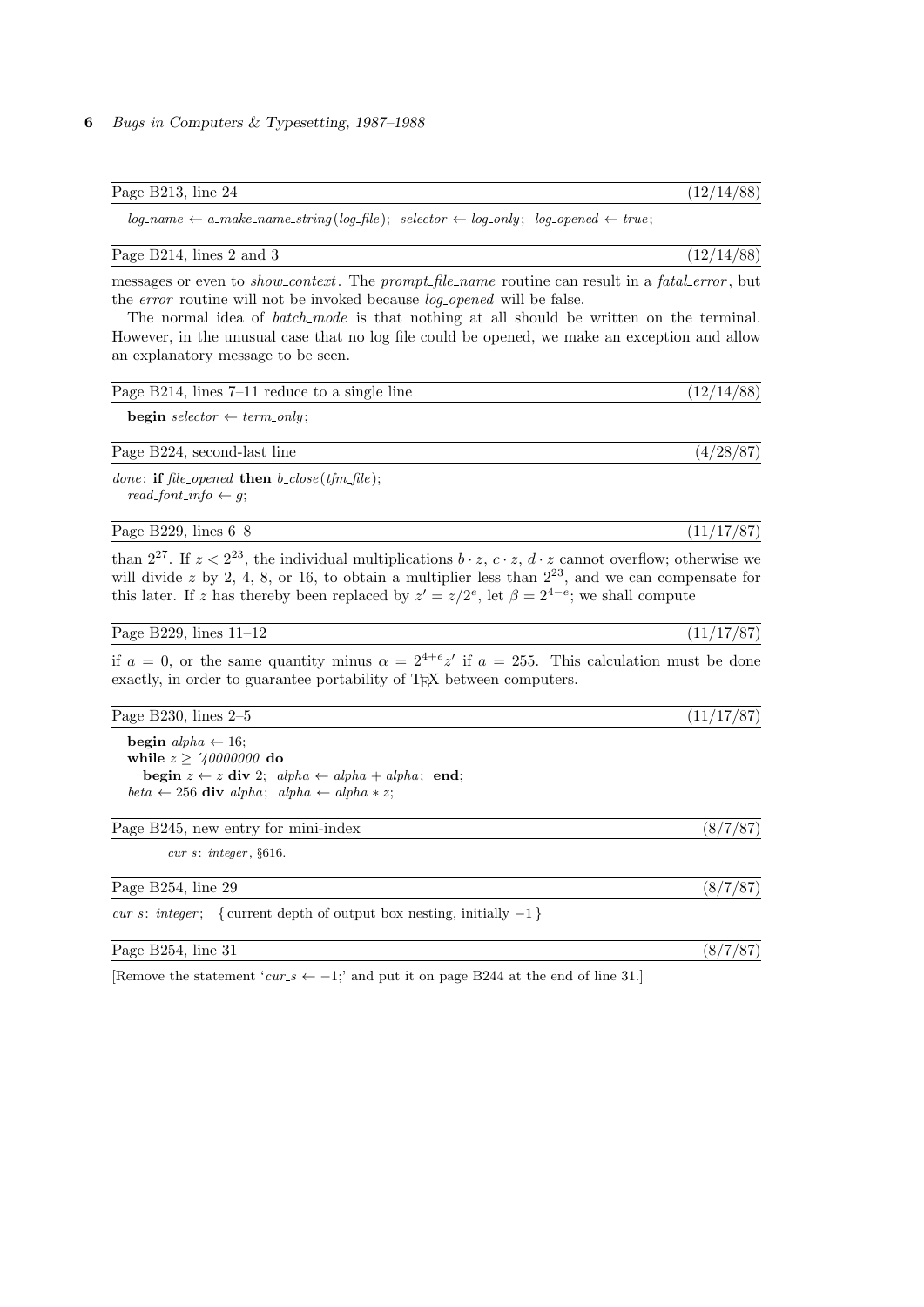Page B213, line 24 (12/14/88)

*log_name* ← *a_make_name_string*(*log_file*); *selector* ← *log_only*; *log_opened* ← *true*;

Page B214, lines 2 and 3 (12/14/88)

messages or even to *show_context*. The *prompt_file_name* routine can result in a *fatal_error*, but the *error* routine will not be invoked because *log_opened* will be false.

The normal idea of *batch_mode* is that nothing at all should be written on the terminal. However, in the unusual case that no log file could be opened, we make an exception and allow an explanatory message to be seen.

Page B214, lines 7–11 reduce to a single line (12/14/88)

**begin** *selector* ← *term_only*;

Page B224, second-last line (4/28/87)

*done*: **if** *file_opened* **then** *b_close*(*tfm_file*);
*read_font_info* ← *g*;

Page B229, lines 6–8 (11/17/87)

than $2^{27}$. If $z < 2^{23}$, the individual multiplications $b \cdot z$, $c \cdot z$, $d \cdot z$ cannot overflow; otherwise we will divide $z$ by 2, 4, 8, or 16, to obtain a multiplier less than $2^{23}$, and we can compensate for this later. If $z$ has thereby been replaced by $z' = z/2^e$, let $\beta = 2^{4-e}$; we shall compute

Page B229, lines 11–12 (11/17/87)

if $a = 0$, or the same quantity minus $\alpha = 2^{4+e}z'$ if $a = 255$. This calculation must be done exactly, in order to guarantee portability of TeX between computers.

Page B230, lines 2–5 (11/17/87)

**begin** *alpha* ← 16;
**while** *z* ≥ ´*40000000* **do**
  **begin** *z* ← *z* **div** 2; *alpha* ← *alpha* + *alpha*; **end**;
*beta* ← 256 **div** *alpha*; *alpha* ← *alpha* ∗ *z*;

Page B245, new entry for mini-index (8/7/87)

*cur_s*: *integer*, §616.

Page B254, line 29 (8/7/87)

*cur_s*: *integer*; { current depth of output box nesting, initially −1 }

Page B254, line 31 (8/7/87)

[Remove the statement '*cur_s* ← −1;' and put it on page B244 at the end of line 31.]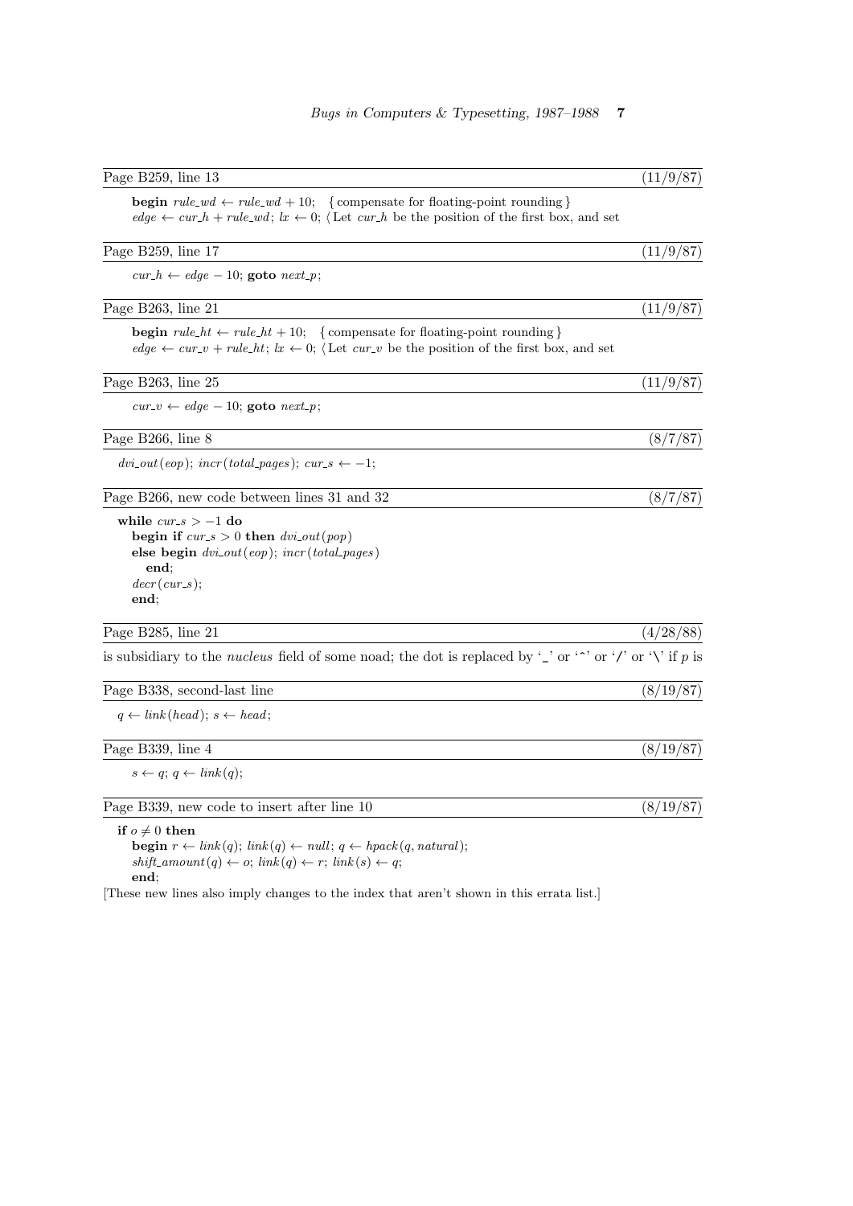Page B259, line 13 (11/9/87)

**begin** $rule\_wd \leftarrow rule\_wd + 10$; { compensate for floating-point rounding }
$edge \leftarrow cur\_h + rule\_wd$; $lx \leftarrow 0$; ⟨ Let $cur\_h$ be the position of the first box, and set

Page B259, line 17 (11/9/87)

$cur\_h \leftarrow edge - 10$; **goto** $next\_p$;

Page B263, line 21 (11/9/87)

**begin** $rule\_ht \leftarrow rule\_ht + 10$; { compensate for floating-point rounding }
$edge \leftarrow cur\_v + rule\_ht$; $lx \leftarrow 0$; ⟨ Let $cur\_v$ be the position of the first box, and set

Page B263, line 25 (11/9/87)

$cur\_v \leftarrow edge - 10$; **goto** $next\_p$;

Page B266, line 8 (8/7/87)

$dvi\_out(eop)$; $incr(total\_pages)$; $cur\_s \leftarrow -1$;

Page B266, new code between lines 31 and 32 (8/7/87)

**while** $cur\_s > -1$ **do**
  **begin if** $cur\_s > 0$ **then** $dvi\_out(pop)$
  **else begin** $dvi\_out(eop)$; $incr(total\_pages)$
    **end**;
  $decr(cur\_s)$;
  **end**;

Page B285, line 21 (4/28/88)

is subsidiary to the *nucleus* field of some noad; the dot is replaced by '_' or '^' or '/' or '\' if $p$ is

Page B338, second-last line (8/19/87)

$q \leftarrow link(head)$; $s \leftarrow head$;

Page B339, line 4 (8/19/87)

$s \leftarrow q$; $q \leftarrow link(q)$;

Page B339, new code to insert after line 10 (8/19/87)

**if** $o \neq 0$ **then**
  **begin** $r \leftarrow link(q)$; $link(q) \leftarrow null$; $q \leftarrow hpack(q, natural)$;
  $shift\_amount(q) \leftarrow o$; $link(q) \leftarrow r$; $link(s) \leftarrow q$;
  **end**;

[These new lines also imply changes to the index that aren't shown in this errata list.]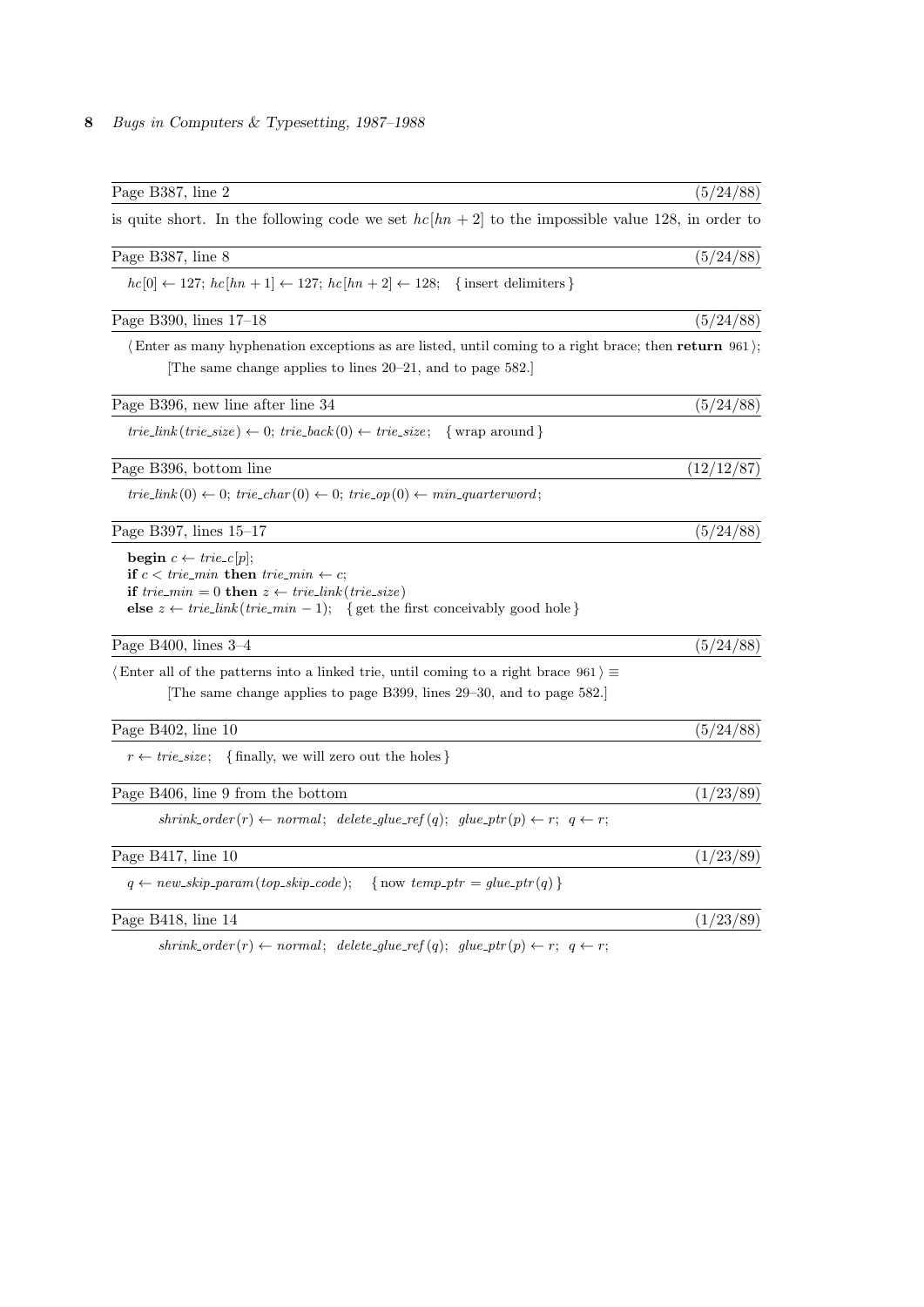Page B387, line 2 (5/24/88)

is quite short. In the following code we set $hc[hn+2]$ to the impossible value 128, in order to

Page B387, line 8 (5/24/88)

$hc[0] \leftarrow 127$; $hc[hn+1] \leftarrow 127$; $hc[hn+2] \leftarrow 128$; { insert delimiters }

Page B390, lines 17–18 (5/24/88)

⟨ Enter as many hyphenation exceptions as are listed, until coming to a right brace; then **return** 961 ⟩;

[The same change applies to lines 20–21, and to page 582.]

Page B396, new line after line 34 (5/24/88)

$trie\_link(trie\_size) \leftarrow 0$; $trie\_back(0) \leftarrow trie\_size$; { wrap around }

Page B396, bottom line (12/12/87)

$trie\_link(0) \leftarrow 0$; $trie\_char(0) \leftarrow 0$; $trie\_op(0) \leftarrow min\_quarterword$;

Page B397, lines 15–17 (5/24/88)

**begin** $c \leftarrow trie\_c[p]$;
**if** $c < trie\_min$ **then** $trie\_min \leftarrow c$;
**if** $trie\_min = 0$ **then** $z \leftarrow trie\_link(trie\_size)$
**else** $z \leftarrow trie\_link(trie\_min - 1)$; { get the first conceivably good hole }

Page B400, lines 3–4 (5/24/88)

⟨ Enter all of the patterns into a linked trie, until coming to a right brace 961 ⟩ ≡

[The same change applies to page B399, lines 29–30, and to page 582.]

Page B402, line 10 (5/24/88)

$r \leftarrow trie\_size$; { finally, we will zero out the holes }

Page B406, line 9 from the bottom (1/23/89)

$shrink\_order(r) \leftarrow normal$; $delete\_glue\_ref(q)$; $glue\_ptr(p) \leftarrow r$; $q \leftarrow r$;

Page B417, line 10 (1/23/89)

$q \leftarrow new\_skip\_param(top\_skip\_code)$; { now $temp\_ptr = glue\_ptr(q)$ }

Page B418, line 14 (1/23/89)

$shrink\_order(r) \leftarrow normal$; $delete\_glue\_ref(q)$; $glue\_ptr(p) \leftarrow r$; $q \leftarrow r$;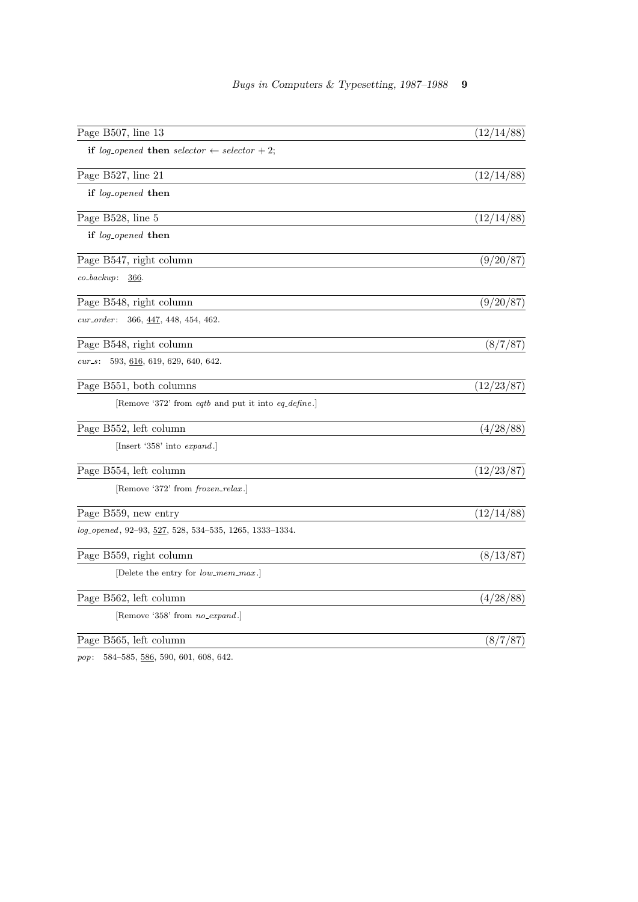Page B507, line 13 (12/14/88)

**if** *log_opened* **then** *selector* ← *selector* + 2;

Page B527, line 21 (12/14/88)

**if** *log_opened* **then**

Page B528, line 5 (12/14/88)

**if** *log_opened* **then**

Page B547, right column (9/20/87)

*co_backup*: <u>366</u>.

Page B548, right column (9/20/87)

*cur_order*: 366, <u>447</u>, 448, 454, 462.

Page B548, right column (8/7/87)

*cur_s*: 593, <u>616</u>, 619, 629, 640, 642.

Page B551, both columns (12/23/87)

[Remove '372' from *eqtb* and put it into *eq_define*.]

Page B552, left column (4/28/88)

[Insert '358' into *expand*.]

Page B554, left column (12/23/87)

[Remove '372' from *frozen_relax*.]

Page B559, new entry (12/14/88)

*log_opened*, 92–93, <u>527</u>, 528, 534–535, 1265, 1333–1334.

Page B559, right column (8/13/87)

[Delete the entry for *low_mem_max*.]

Page B562, left column (4/28/88)

[Remove '358' from *no_expand*.]

Page B565, left column (8/7/87)

*pop*: 584–585, <u>586</u>, 590, 601, 608, 642.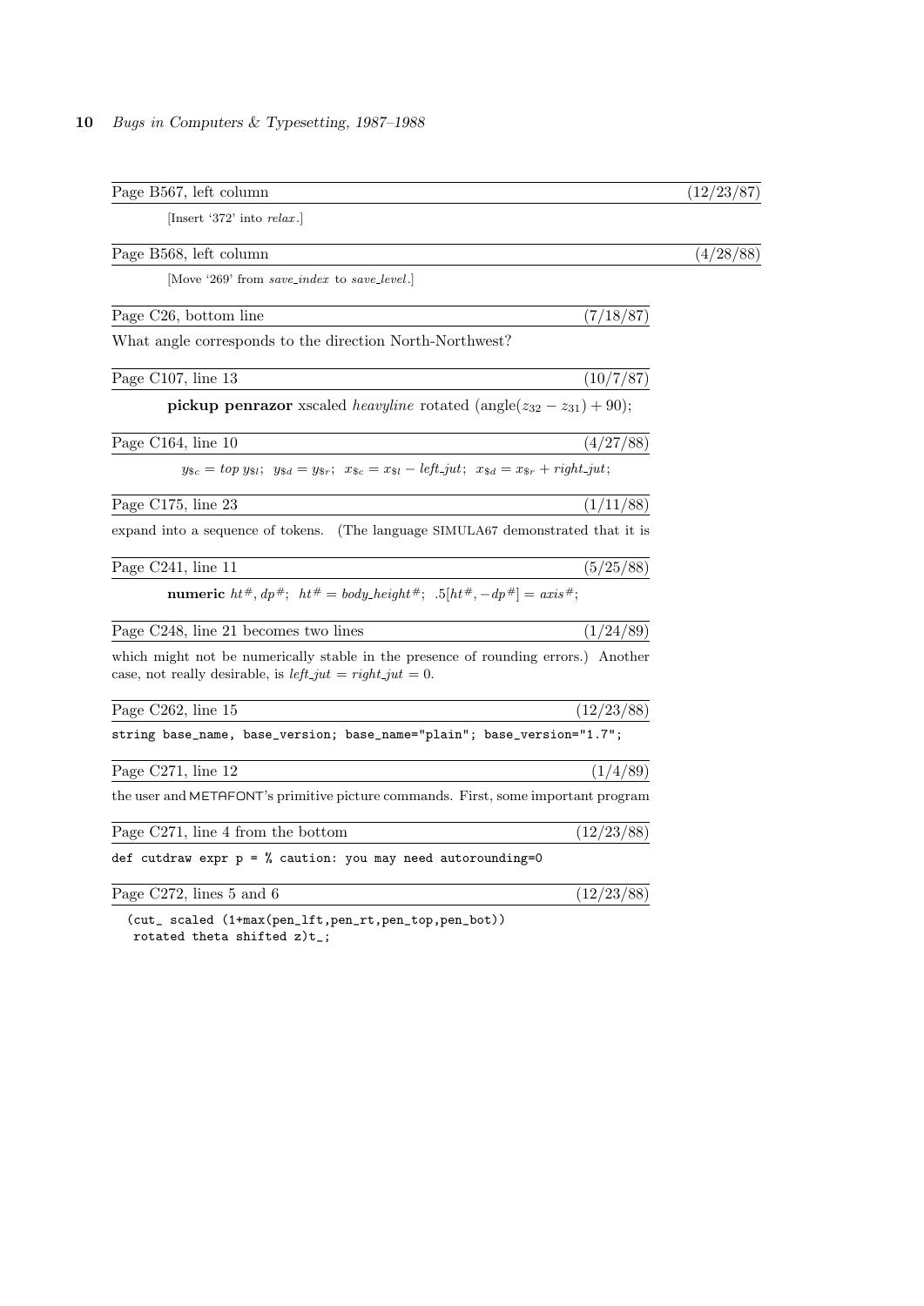Page B567, left column (12/23/87)

[Insert '372' into *relax*.]

Page B568, left column (4/28/88)

[Move '269' from *save_index* to *save_level*.]

Page C26, bottom line (7/18/87)

What angle corresponds to the direction North-Northwest?

Page C107, line 13 (10/7/87)

**pickup penrazor** xscaled *heavyline* rotated $(\text{angle}(z_{32} - z_{31}) + 90)$;

Page C164, line 10 (4/27/88)

$y_{\$c} = top\ y_{\$l};\ \ y_{\$d} = y_{\$r};\ \ x_{\$c} = x_{\$l} - left\_jut;\ \ x_{\$d} = x_{\$r} + right\_jut;$

Page C175, line 23 (1/11/88)

expand into a sequence of tokens. (The language SIMULA67 demonstrated that it is

Page C241, line 11 (5/25/88)

**numeric** $ht^\#, dp^\#;\ \ ht^\# = body\_height^\#;\ \ .5[ht^\#, -dp^\#] = axis^\#;$

Page C248, line 21 becomes two lines (1/24/89)

which might not be numerically stable in the presence of rounding errors.) Another case, not really desirable, is $left\_jut = right\_jut = 0$.

Page C262, line 15 (12/23/88)

```
string base_name, base_version; base_name="plain"; base_version="1.7";
```

Page C271, line 12 (1/4/89)

the user and METAFONT's primitive picture commands. First, some important program

Page C271, line 4 from the bottom (12/23/88)

```
def cutdraw expr p = % caution: you may need autorounding=0
```

Page C272, lines 5 and 6 (12/23/88)

```
(cut_ scaled (1+max(pen_lft,pen_rt,pen_top,pen_bot))
 rotated theta shifted z)t_;
```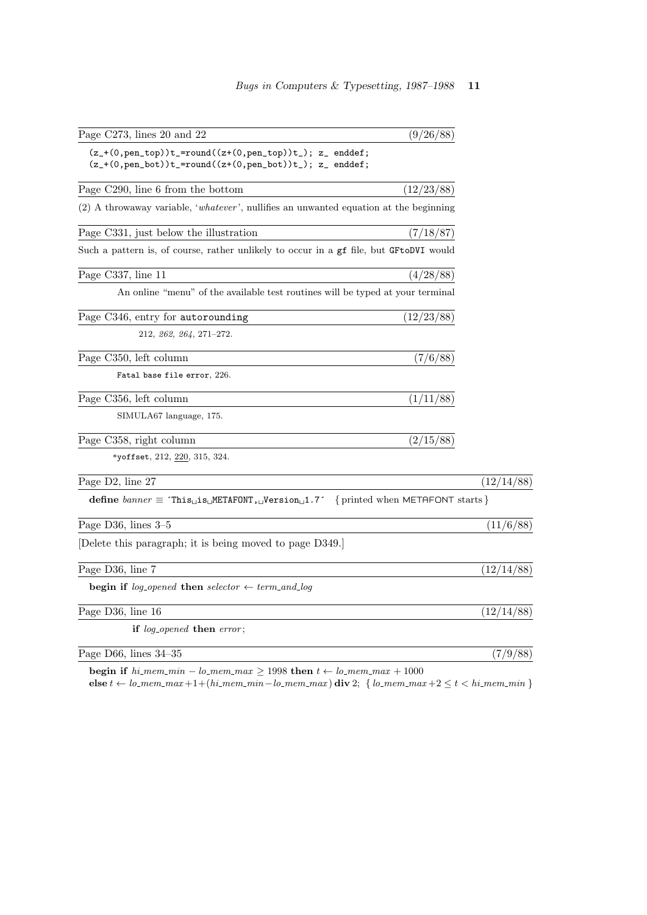Page C273, lines 20 and 22 (9/26/88)

```
(z_+(0,pen_top))t_=round((z+(0,pen_top))t_); z_ enddef;
(z_+(0,pen_bot))t_=round((z+(0,pen_bot))t_); z_ enddef;
```

Page C290, line 6 from the bottom (12/23/88)

(2) A throwaway variable, '*whatever*', nullifies an unwanted equation at the beginning

Page C331, just below the illustration (7/18/87)

Such a pattern is, of course, rather unlikely to occur in a `gf` file, but `GFtoDVI` would

Page C337, line 11 (4/28/88)

An online "menu" of the available test routines will be typed at your terminal

Page C346, entry for `autorounding` (12/23/88)

212, *262*, *264*, 271–272.

Page C350, left column (7/6/88)

`Fatal base file error`, 226.

Page C356, left column (1/11/88)

SIMULA67 language, 175.

Page C358, right column (2/15/88)

`*yoffset`, 212, 220, 315, 324.

Page D2, line 27 (12/14/88)

**define** *banner* ≡ `'This␣is␣METAFONT,␣Version␣1.7'` { printed when METAFONT starts }

Page D36, lines 3–5 (11/6/88)

[Delete this paragraph; it is being moved to page D349.]

Page D36, line 7 (12/14/88)

**begin if** *log_opened* **then** *selector* ← *term_and_log*

Page D36, line 16 (12/14/88)

**if** *log_opened* **then** *error*;

Page D66, lines 34–35 (7/9/88)

**begin if** $hi\_mem\_min - lo\_mem\_max \ge 1998$ **then** $t \leftarrow lo\_mem\_max + 1000$
**else** $t \leftarrow lo\_mem\_max + 1 + (hi\_mem\_min - lo\_mem\_max)$ **div** 2; $\{\, lo\_mem\_max + 2 \le t < hi\_mem\_min \,\}$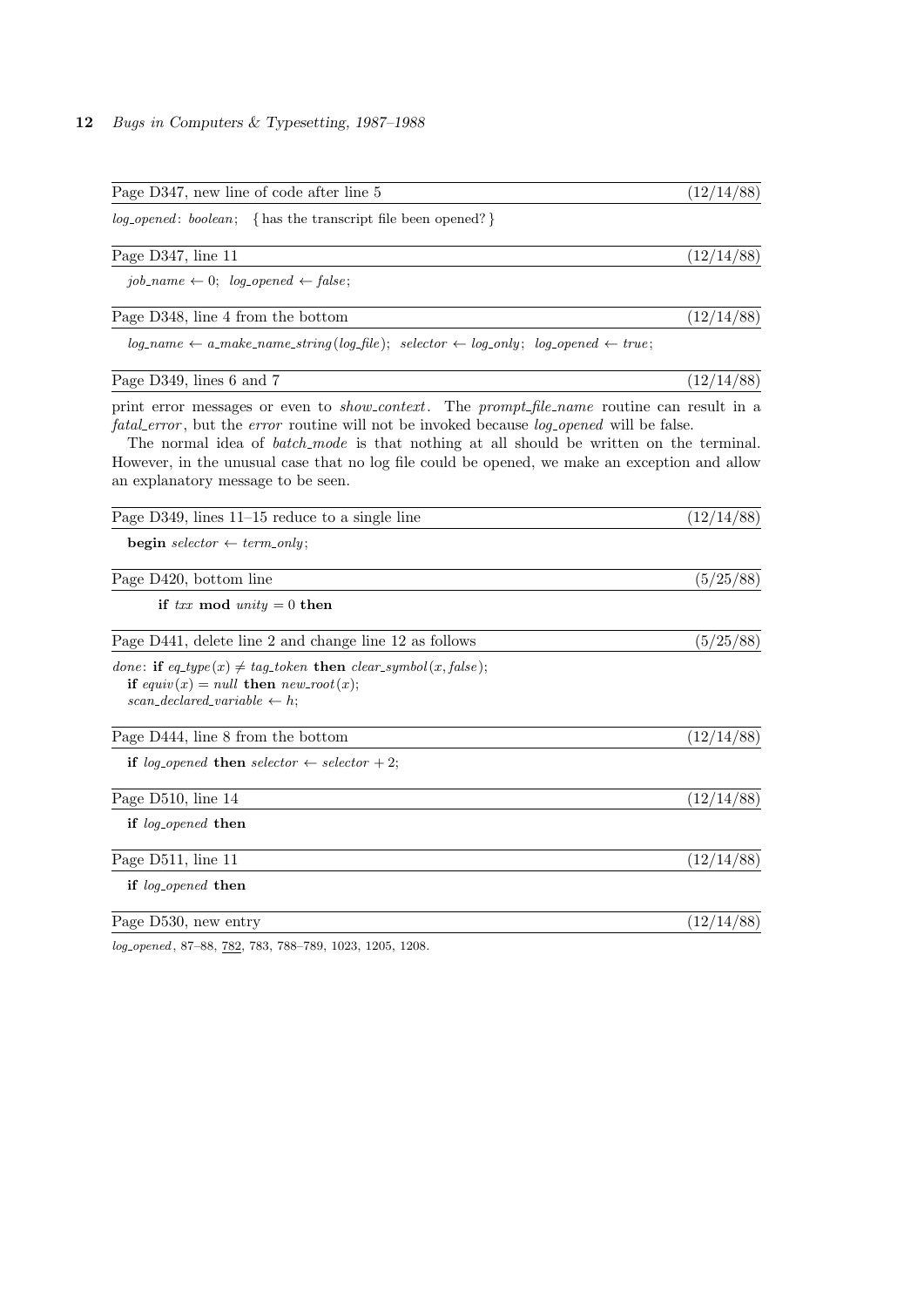Page D347, new line of code after line 5 (12/14/88)

*log_opened*: *boolean*; { has the transcript file been opened? }

Page D347, line 11 (12/14/88)

*job_name* ← 0; *log_opened* ← *false*;

Page D348, line 4 from the bottom (12/14/88)

*log_name* ← *a_make_name_string*(*log_file*); *selector* ← *log_only*; *log_opened* ← *true*;

Page D349, lines 6 and 7 (12/14/88)

print error messages or even to *show_context*. The *prompt_file_name* routine can result in a *fatal_error*, but the *error* routine will not be invoked because *log_opened* will be false.

The normal idea of *batch_mode* is that nothing at all should be written on the terminal. However, in the unusual case that no log file could be opened, we make an exception and allow an explanatory message to be seen.

Page D349, lines 11–15 reduce to a single line (12/14/88)

**begin** *selector* ← *term_only*;

Page D420, bottom line (5/25/88)

**if** *txx* **mod** *unity* = 0 **then**

Page D441, delete line 2 and change line 12 as follows (5/25/88)

*done*: **if** *eq_type*(*x*) ≠ *tag_token* **then** *clear_symbol*(*x*, *false*);
**if** *equiv*(*x*) = *null* **then** *new_root*(*x*);
*scan_declared_variable* ← *h*;

Page D444, line 8 from the bottom (12/14/88)

**if** *log_opened* **then** *selector* ← *selector* + 2;

Page D510, line 14 (12/14/88)

**if** *log_opened* **then**

Page D511, line 11 (12/14/88)

**if** *log_opened* **then**

Page D530, new entry (12/14/88)

*log_opened*, 87–88, 782, 783, 788–789, 1023, 1205, 1208.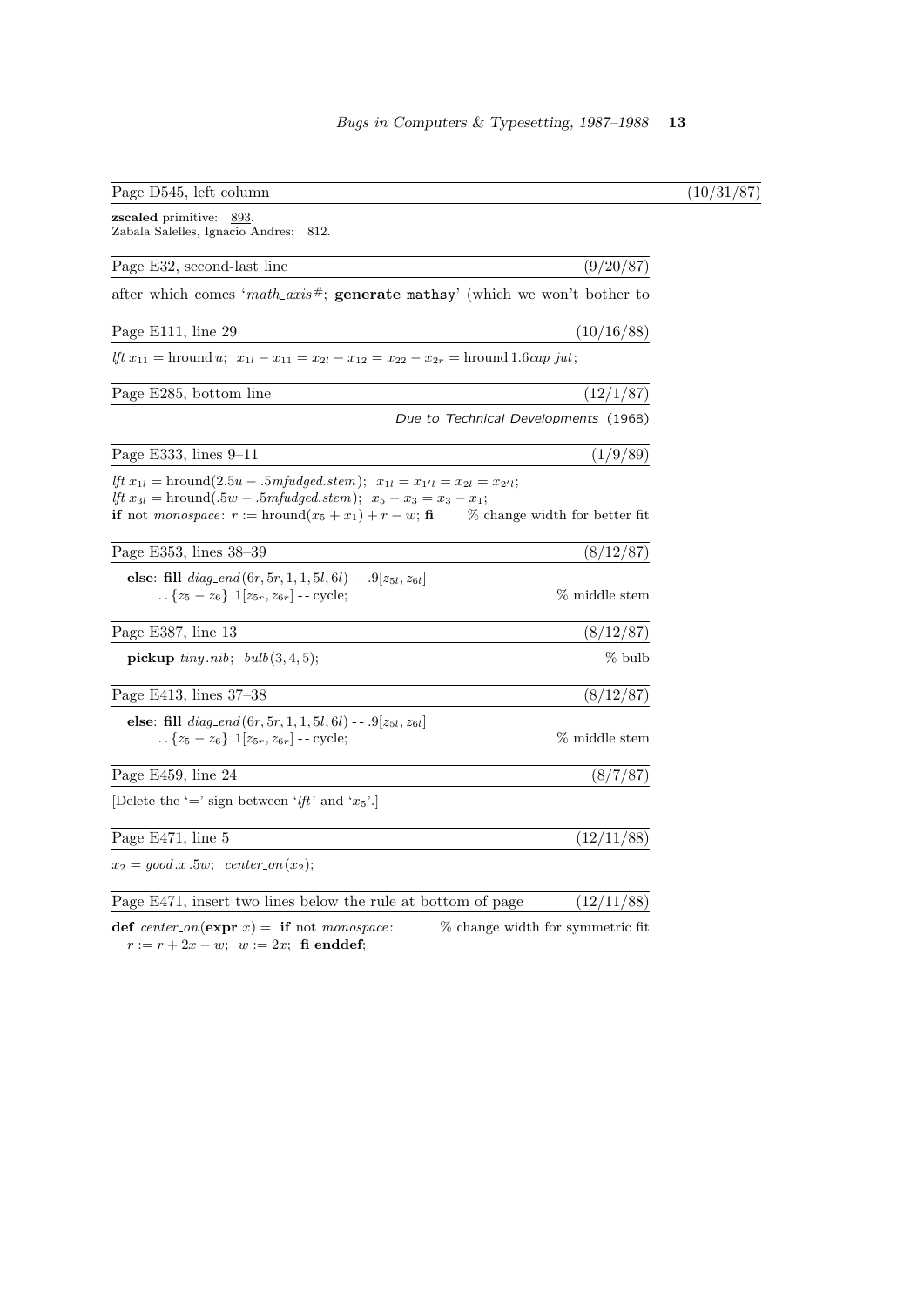Page D545, left column (10/31/87)

**zscaled** primitive: 893.
Zabala Salelles, Ignacio Andres: 812.

Page E32, second-last line (9/20/87)

after which comes '*math_axis*#; **generate** mathsy' (which we won't bother to

Page E111, line 29 (10/16/88)

$\mathit{lft}\ x_{11} = \mathrm{hround}\, u;\ \ x_{1l} - x_{11} = x_{2l} - x_{12} = x_{22} - x_{2r} = \mathrm{hround}\, 1.6 \mathit{cap\_jut};$

Page E285, bottom line (12/1/87)

Due to Technical Developments (1968)

Page E333, lines 9–11 (1/9/89)

$\mathit{lft}\ x_{1l} = \mathrm{hround}(2.5u - .5 \mathit{mfudged.stem});\ \ x_{1l} = x_{1'l} = x_{2l} = x_{2'l};$
$\mathit{lft}\ x_{3l} = \mathrm{hround}(.5w - .5 \mathit{mfudged.stem});\ \ x_5 - x_3 = x_3 - x_1;$
**if** not *monospace*: $r := \mathrm{hround}(x_5 + x_1) + r - w;$ **fi** % change width for better fit

Page E353, lines 38–39 (8/12/87)

**else**: **fill** $\mathit{diag\_end}(6r, 5r, 1, 1, 5l, 6l)$ -- $.9[z_{5l}, z_{6l}]$
.. $\{z_5 - z_6\}\, .1[z_{5r}, z_{6r}]$ -- cycle; % middle stem

Page E387, line 13 (8/12/87)

**pickup** *tiny.nib*; $\mathit{bulb}(3, 4, 5)$; % bulb

Page E413, lines 37–38 (8/12/87)

**else**: **fill** $\mathit{diag\_end}(6r, 5r, 1, 1, 5l, 6l)$ -- $.9[z_{5l}, z_{6l}]$
.. $\{z_5 - z_6\}\, .1[z_{5r}, z_{6r}]$ -- cycle; % middle stem

Page E459, line 24 (8/7/87)

[Delete the '=' sign between '*lft*' and '$x_5$'.]

Page E471, line 5 (12/11/88)

$x_2 = \mathit{good.x}\ .5w;\ \ \mathit{center\_on}(x_2);$

Page E471, insert two lines below the rule at bottom of page (12/11/88)

**def** *center_on*(**expr** $x$) = **if** not *monospace*: % change width for symmetric fit
$r := r + 2x - w;\ \ w := 2x;$ **fi enddef**;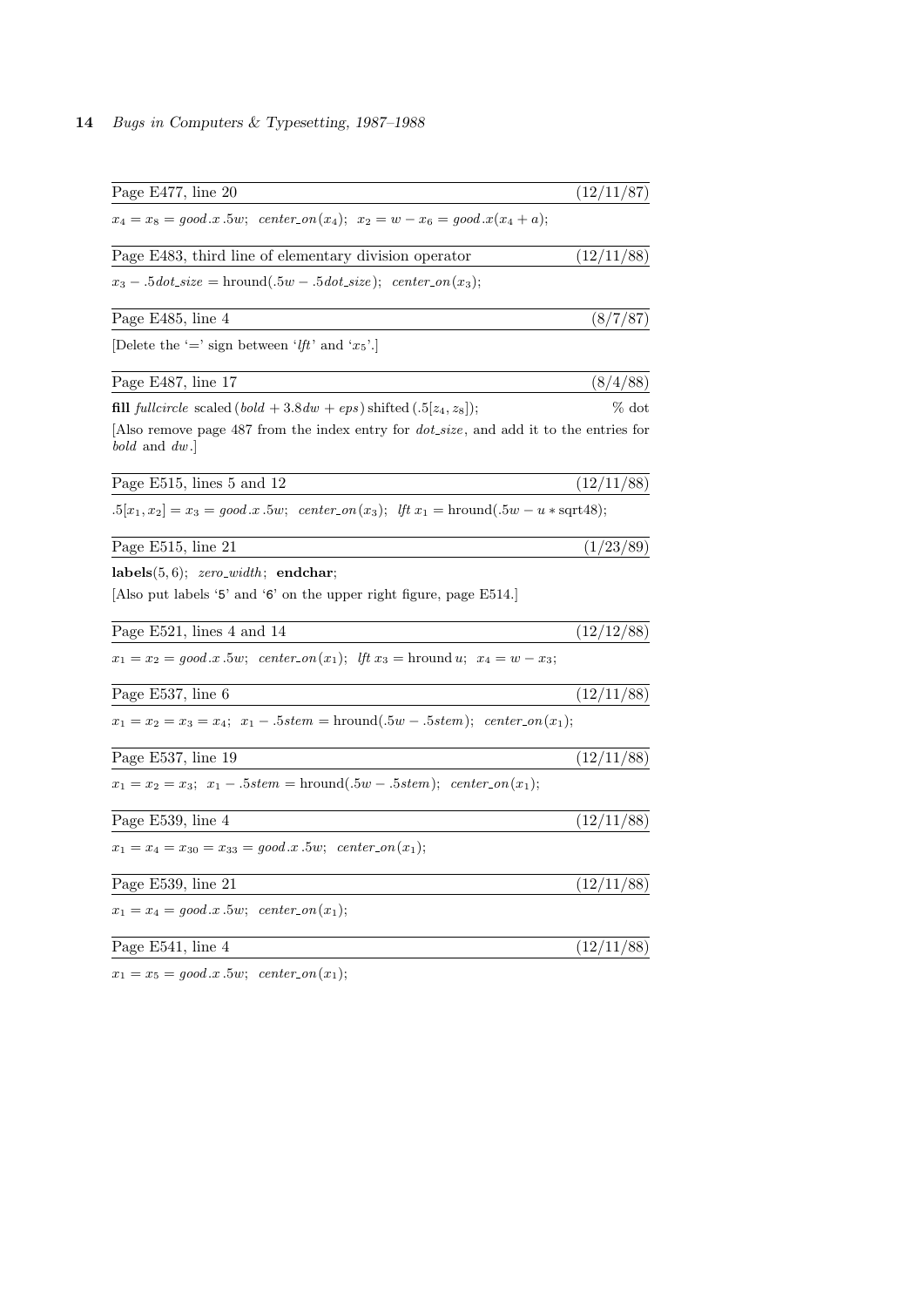Page E477, line 20 (12/11/87)

$x_4 = x_8 = good.x\,.5w;\;\; center\_on(x_4);\;\; x_2 = w - x_6 = good.x(x_4 + a);$

Page E483, third line of elementary division operator (12/11/88)

$x_3 - .5dot\_size = \mathrm{hround}(.5w - .5dot\_size);\;\; center\_on(x_3);$

Page E485, line 4 (8/7/87)

[Delete the '=' sign between '*lft*' and '$x_5$'.]

Page E487, line 17 (8/4/88)

**fill** *fullcircle* scaled $(bold + 3.8dw + eps)$ shifted $(.5[z_4, z_8])$; % dot

[Also remove page 487 from the index entry for *dot_size*, and add it to the entries for *bold* and *dw*.]

Page E515, lines 5 and 12 (12/11/88)

$.5[x_1, x_2] = x_3 = good.x\,.5w;\;\; center\_on(x_3);\;\; lft\, x_1 = \mathrm{hround}(.5w - u * \mathrm{sqrt}48);$

Page E515, line 21 (1/23/89)

**labels**(5, 6); *zero_width*; **endchar**;

[Also put labels '5' and '6' on the upper right figure, page E514.]

Page E521, lines 4 and 14 (12/12/88)

$x_1 = x_2 = good.x\,.5w;\;\; center\_on(x_1);\;\; lft\, x_3 = \mathrm{hround}\, u;\;\; x_4 = w - x_3;$

Page E537, line 6 (12/11/88)

$x_1 = x_2 = x_3 = x_4;\;\; x_1 - .5stem = \mathrm{hround}(.5w - .5stem);\;\; center\_on(x_1);$

Page E537, line 19 (12/11/88)

$x_1 = x_2 = x_3;\;\; x_1 - .5stem = \mathrm{hround}(.5w - .5stem);\;\; center\_on(x_1);$

Page E539, line 4 (12/11/88)

$x_1 = x_4 = x_{30} = x_{33} = good.x\,.5w;\;\; center\_on(x_1);$

Page E539, line 21 (12/11/88)

$x_1 = x_4 = good.x\,.5w;\;\; center\_on(x_1);$

Page E541, line 4 (12/11/88)

$x_1 = x_5 = good.x\,.5w;\;\; center\_on(x_1);$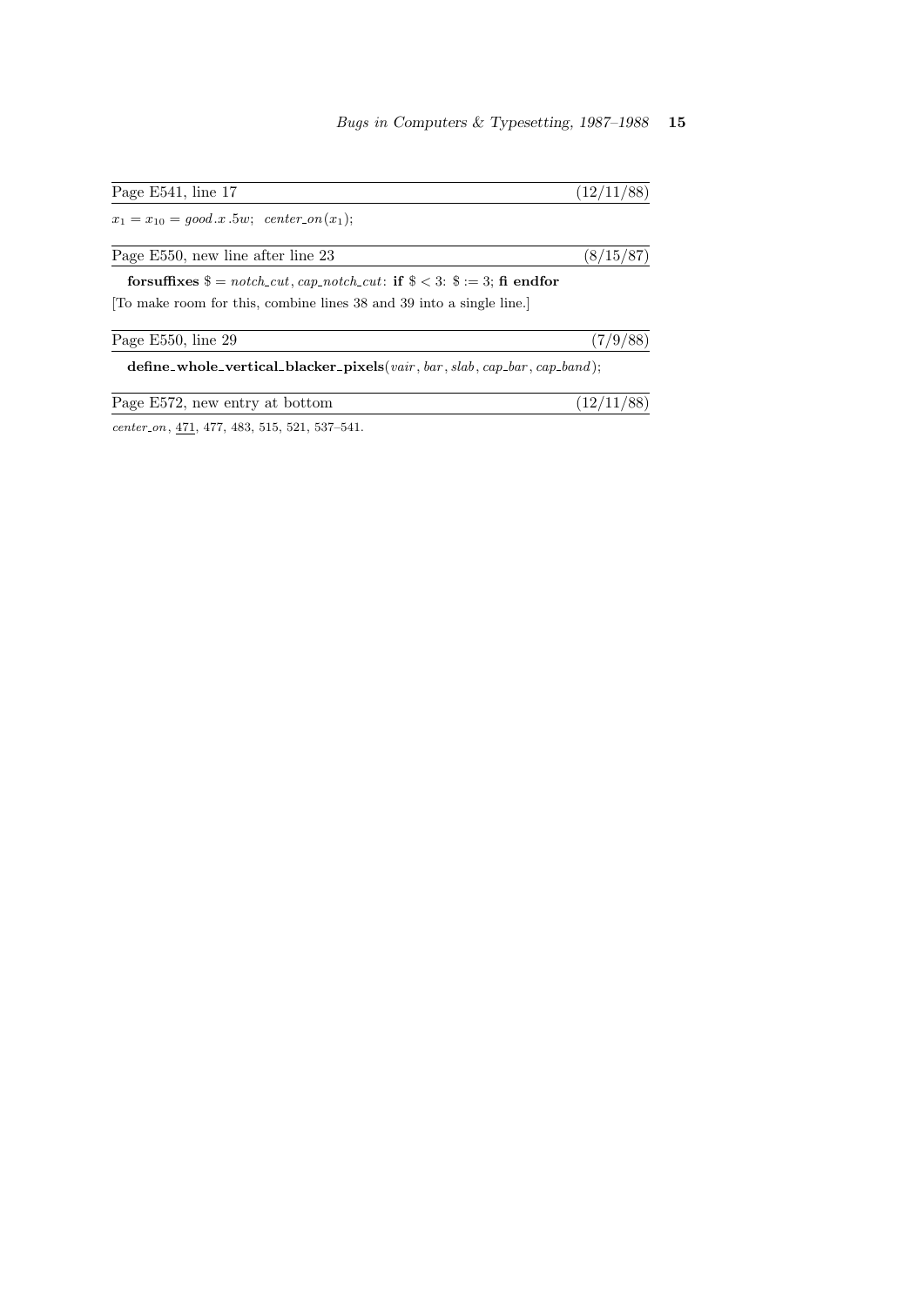Page E541, line 17 (12/11/88)

$x_1 = x_{10} = good.x\,.5w;\ \ center\_on(x_1);$

Page E550, new line after line 23 (8/15/87)

**forsuffixes** $\$ = notch\_cut, cap\_notch\_cut$: **if** $\$ < 3$: $\$ := 3$; **fi endfor**

[To make room for this, combine lines 38 and 39 into a single line.]

Page E550, line 29 (7/9/88)

**define_whole_vertical_blacker_pixels**(*vair*, *bar*, *slab*, *cap_bar*, *cap_band*);

Page E572, new entry at bottom (12/11/88)

*center_on*, <u>471</u>, 477, 483, 515, 521, 537–541.